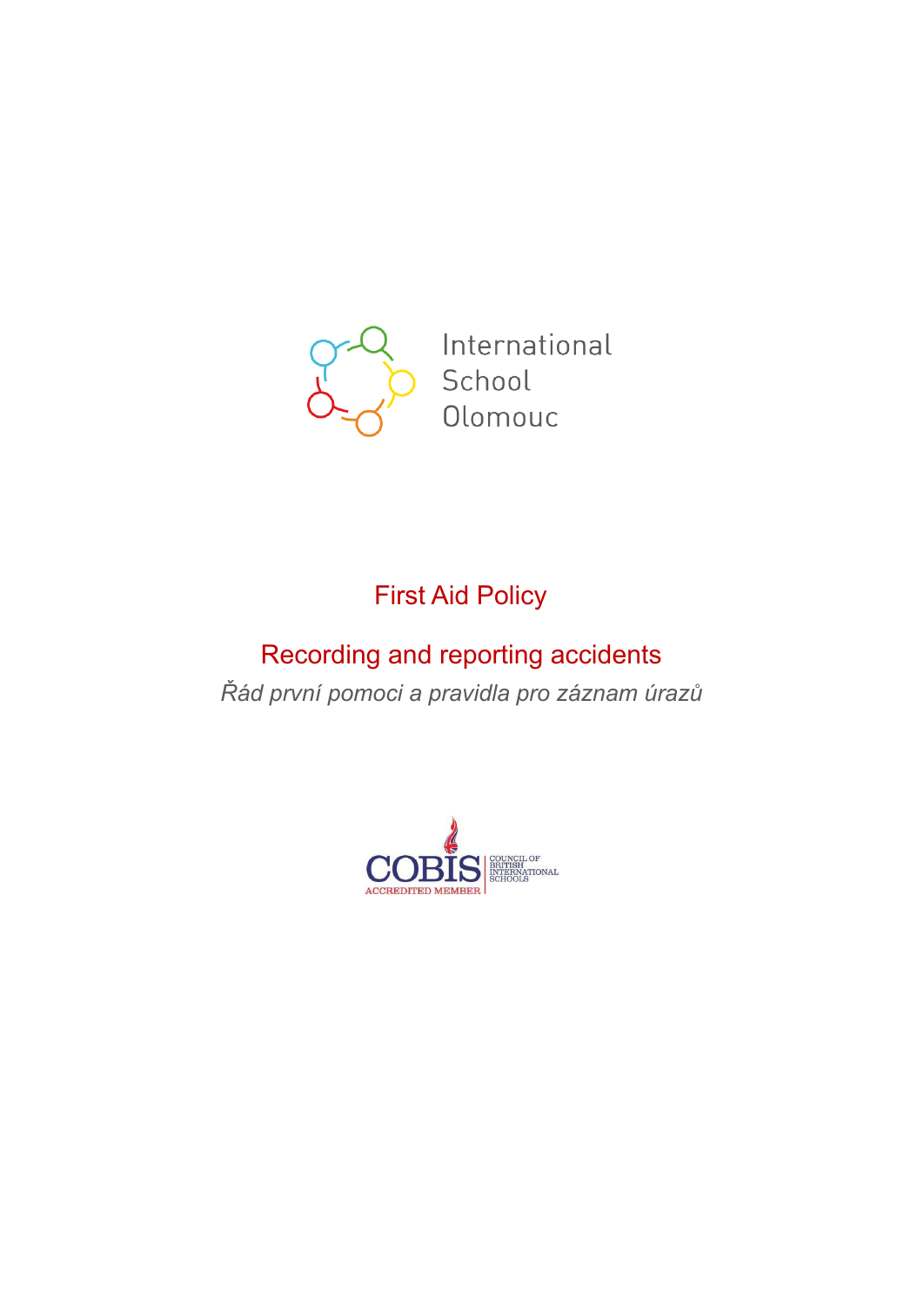International School Olomouc

# First Aid Policy

## Recording and reporting accidents

*Řád první pomoci a pravidla pro záznam úrazů*

COBIS ACCREDITED MEMBER | COUNCIL OF BRITISH INTERNATIONAL SCHOOLS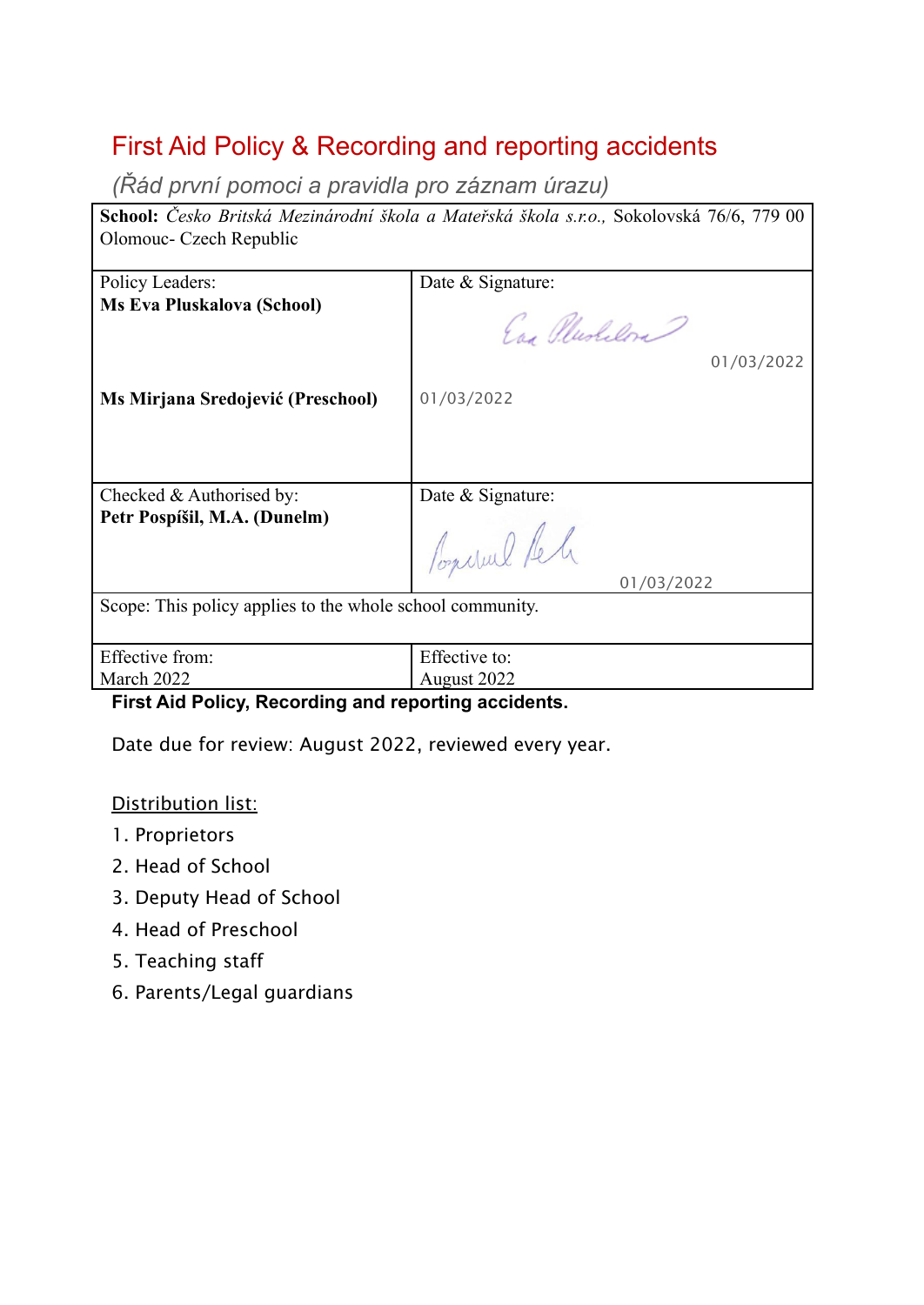# First Aid Policy & Recording and reporting accidents

*(Řád první pomoci a pravidla pro záznam úrazu)*

| **School:** *Česko Britská Mezinárodní škola a Mateřská škola s.r.o.,* Sokolovská 76/6, 779 00 Olomouc- Czech Republic | |
|---|---|
| Policy Leaders:<br>**Ms Eva Pluskalova (School)**<br><br>**Ms Mirjana Sredojević (Preschool)** | Date & Signature:<br>01/03/2022<br><br>01/03/2022 |
| Checked & Authorised by:<br>**Petr Pospíšil, M.A. (Dunelm)** | Date & Signature:<br>01/03/2022 |
| Scope: This policy applies to the whole school community. | |
| Effective from:<br>March 2022 | Effective to:<br>August 2022 |

**First Aid Policy, Recording and reporting accidents.**

Date due for review: August 2022, reviewed every year.

<u>Distribution list:</u>

1. Proprietors
2. Head of School
3. Deputy Head of School
4. Head of Preschool
5. Teaching staff
6. Parents/Legal guardians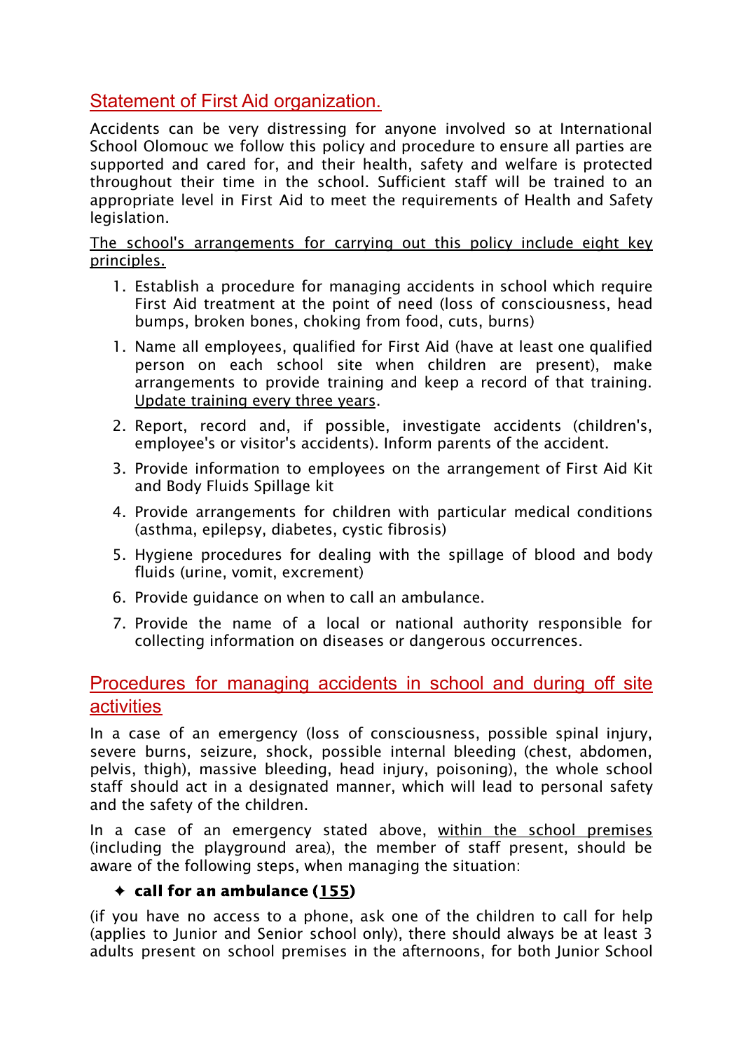## Statement of First Aid organization.

Accidents can be very distressing for anyone involved so at International School Olomouc we follow this policy and procedure to ensure all parties are supported and cared for, and their health, safety and welfare is protected throughout their time in the school. Sufficient staff will be trained to an appropriate level in First Aid to meet the requirements of Health and Safety legislation.

<u>The school's arrangements for carrying out this policy include eight key principles.</u>

1. Establish a procedure for managing accidents in school which require First Aid treatment at the point of need (loss of consciousness, head bumps, broken bones, choking from food, cuts, burns)

1. Name all employees, qualified for First Aid (have at least one qualified person on each school site when children are present), make arrangements to provide training and keep a record of that training. <u>Update training every three years</u>.
2. Report, record and, if possible, investigate accidents (children's, employee's or visitor's accidents). Inform parents of the accident.
3. Provide information to employees on the arrangement of First Aid Kit and Body Fluids Spillage kit
4. Provide arrangements for children with particular medical conditions (asthma, epilepsy, diabetes, cystic fibrosis)
5. Hygiene procedures for dealing with the spillage of blood and body fluids (urine, vomit, excrement)
6. Provide guidance on when to call an ambulance.
7. Provide the name of a local or national authority responsible for collecting information on diseases or dangerous occurrences.

## Procedures for managing accidents in school and during off site activities

In a case of an emergency (loss of consciousness, possible spinal injury, severe burns, seizure, shock, possible internal bleeding (chest, abdomen, pelvis, thigh), massive bleeding, head injury, poisoning), the whole school staff should act in a designated manner, which will lead to personal safety and the safety of the children.

In a case of an emergency stated above, <u>within the school premises</u> (including the playground area), the member of staff present, should be aware of the following steps, when managing the situation:

- **call for an ambulance (<u>155</u>)**

(if you have no access to a phone, ask one of the children to call for help (applies to Junior and Senior school only), there should always be at least 3 adults present on school premises in the afternoons, for both Junior School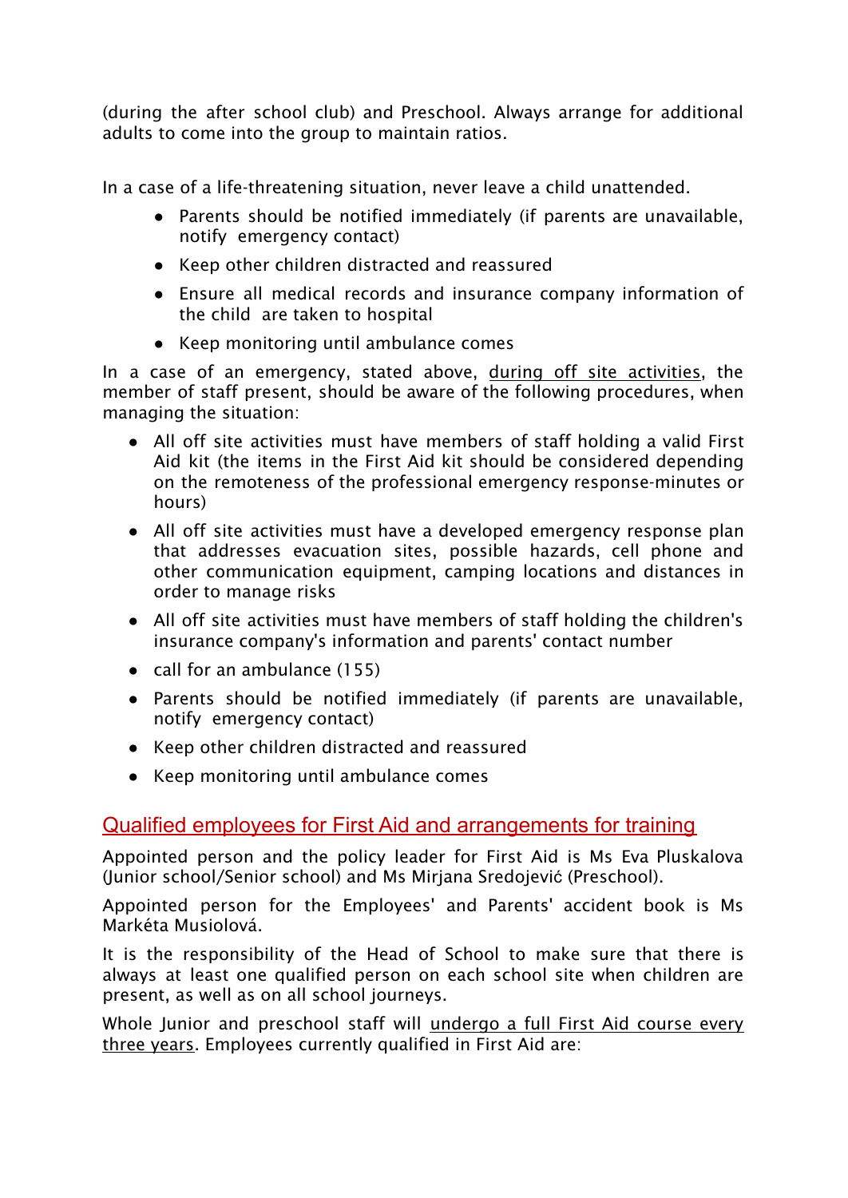(during the after school club) and Preschool. Always arrange for additional adults to come into the group to maintain ratios.

In a case of a life-threatening situation, never leave a child unattended.

- Parents should be notified immediately (if parents are unavailable, notify emergency contact)
- Keep other children distracted and reassured
- Ensure all medical records and insurance company information of the child are taken to hospital
- Keep monitoring until ambulance comes

In a case of an emergency, stated above, <u>during off site activities</u>, the member of staff present, should be aware of the following procedures, when managing the situation:

- All off site activities must have members of staff holding a valid First Aid kit (the items in the First Aid kit should be considered depending on the remoteness of the professional emergency response-minutes or hours)
- All off site activities must have a developed emergency response plan that addresses evacuation sites, possible hazards, cell phone and other communication equipment, camping locations and distances in order to manage risks
- All off site activities must have members of staff holding the children's insurance company's information and parents' contact number
- call for an ambulance (155)
- Parents should be notified immediately (if parents are unavailable, notify emergency contact)
- Keep other children distracted and reassured
- Keep monitoring until ambulance comes

## Qualified employees for First Aid and arrangements for training

Appointed person and the policy leader for First Aid is Ms Eva Pluskalova (Junior school/Senior school) and Ms Mirjana Sredojević (Preschool).

Appointed person for the Employees' and Parents' accident book is Ms Markéta Musiolová.

It is the responsibility of the Head of School to make sure that there is always at least one qualified person on each school site when children are present, as well as on all school journeys.

Whole Junior and preschool staff will <u>undergo a full First Aid course every three years</u>. Employees currently qualified in First Aid are: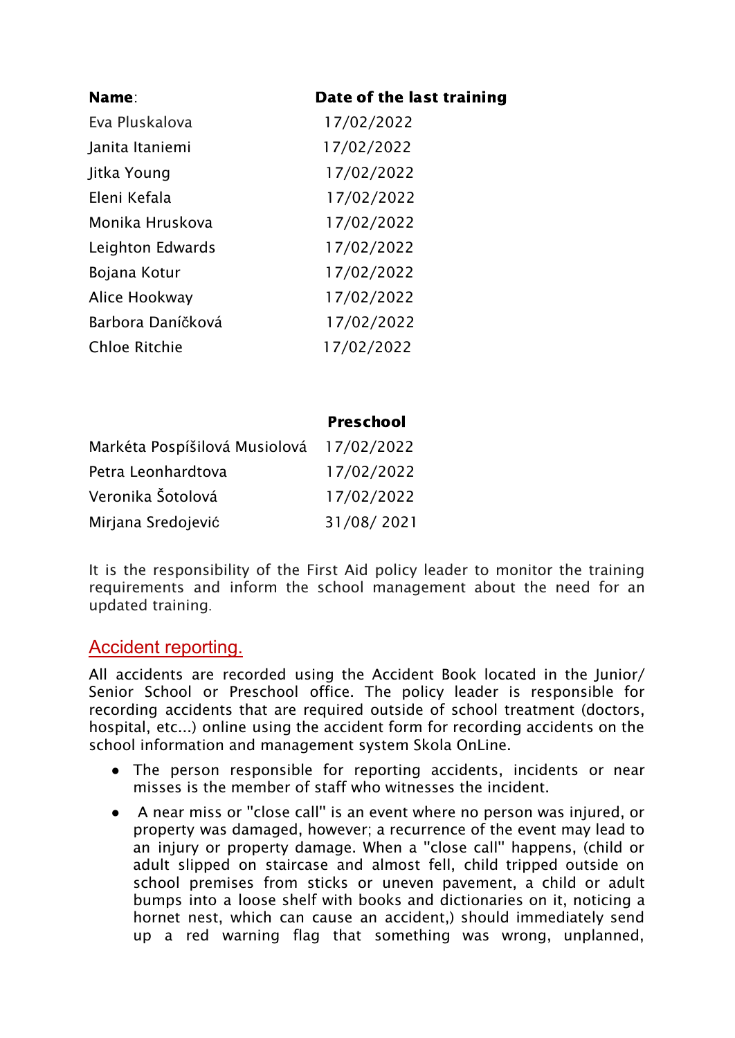| **Name**: | **Date of the last training** |
| --- | --- |
| Eva Pluskalova | 17/02/2022 |
| Janita Itaniemi | 17/02/2022 |
| Jitka Young | 17/02/2022 |
| Eleni Kefala | 17/02/2022 |
| Monika Hruskova | 17/02/2022 |
| Leighton Edwards | 17/02/2022 |
| Bojana Kotur | 17/02/2022 |
| Alice Hookway | 17/02/2022 |
| Barbora Daníčková | 17/02/2022 |
| Chloe Ritchie | 17/02/2022 |

| | **Preschool** |
| --- | --- |
| Markéta Pospíšilová Musiolová | 17/02/2022 |
| Petra Leonhardtova | 17/02/2022 |
| Veronika Šotolová | 17/02/2022 |
| Mirjana Sredojević | 31/08/ 2021 |

It is the responsibility of the First Aid policy leader to monitor the training requirements and inform the school management about the need for an updated training.

## Accident reporting.

All accidents are recorded using the Accident Book located in the Junior/ Senior School or Preschool office. The policy leader is responsible for recording accidents that are required outside of school treatment (doctors, hospital, etc...) online using the accident form for recording accidents on the school information and management system Skola OnLine.

- The person responsible for reporting accidents, incidents or near misses is the member of staff who witnesses the incident.
- A near miss or "close call" is an event where no person was injured, or property was damaged, however; a recurrence of the event may lead to an injury or property damage. When a "close call" happens, (child or adult slipped on staircase and almost fell, child tripped outside on school premises from sticks or uneven pavement, a child or adult bumps into a loose shelf with books and dictionaries on it, noticing a hornet nest, which can cause an accident,) should immediately send up a red warning flag that something was wrong, unplanned,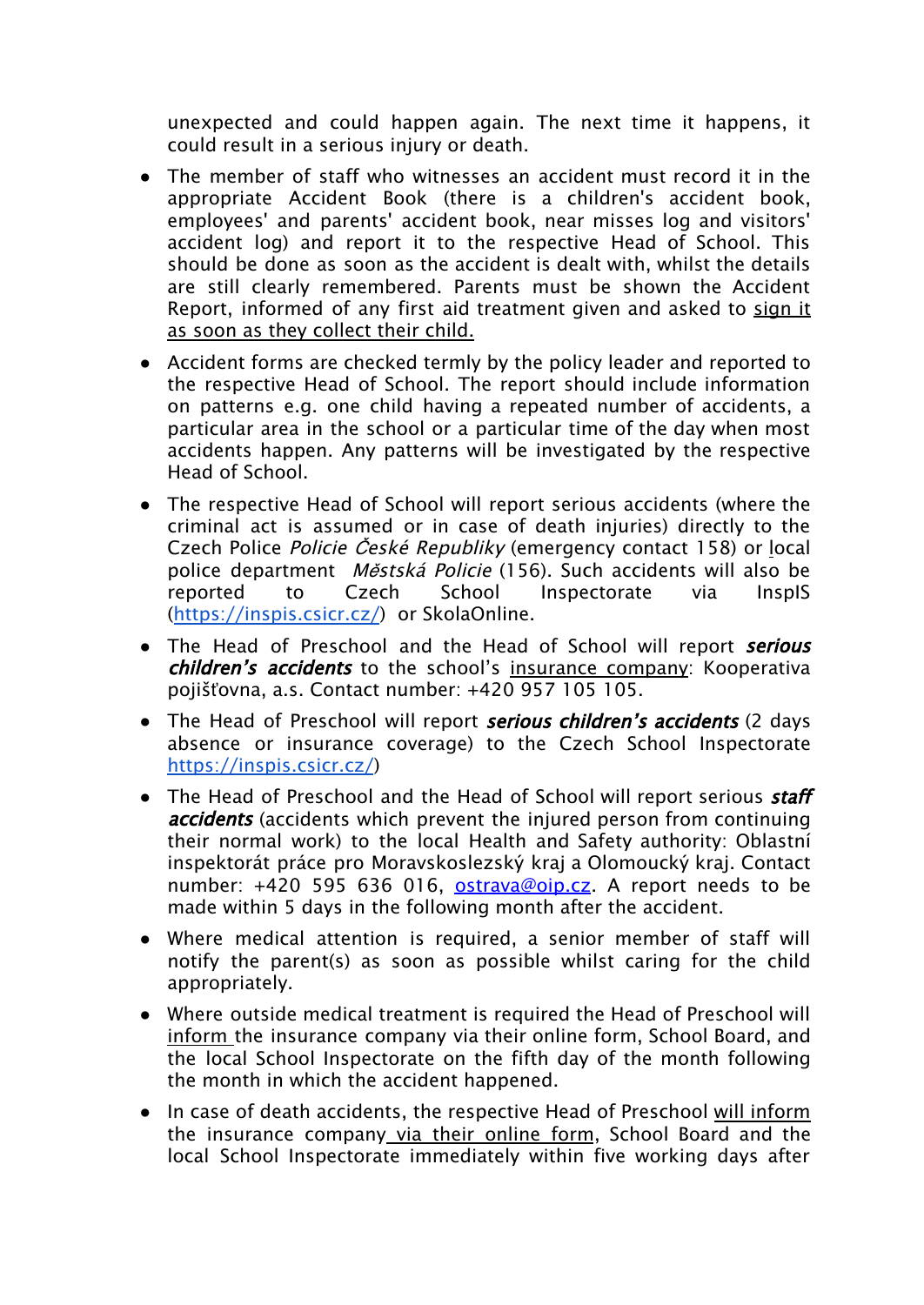unexpected and could happen again. The next time it happens, it could result in a serious injury or death.

- The member of staff who witnesses an accident must record it in the appropriate Accident Book (there is a children's accident book, employees' and parents' accident book, near misses log and visitors' accident log) and report it to the respective Head of School. This should be done as soon as the accident is dealt with, whilst the details are still clearly remembered. Parents must be shown the Accident Report, informed of any first aid treatment given and asked to sign it as soon as they collect their child.
- Accident forms are checked termly by the policy leader and reported to the respective Head of School. The report should include information on patterns e.g. one child having a repeated number of accidents, a particular area in the school or a particular time of the day when most accidents happen. Any patterns will be investigated by the respective Head of School.
- The respective Head of School will report serious accidents (where the criminal act is assumed or in case of death injuries) directly to the Czech Police *Policie České Republiky* (emergency contact 158) or local police department *Městská Policie* (156). Such accidents will also be reported to Czech School Inspectorate via InspIS (https://inspis.csicr.cz/) or SkolaOnline.
- The Head of Preschool and the Head of School will report ***serious children's accidents*** to the school's insurance company: Kooperativa pojišťovna, a.s. Contact number: +420 957 105 105.
- The Head of Preschool will report ***serious children's accidents*** (2 days absence or insurance coverage) to the Czech School Inspectorate https://inspis.csicr.cz/)
- The Head of Preschool and the Head of School will report serious ***staff accidents*** (accidents which prevent the injured person from continuing their normal work) to the local Health and Safety authority: Oblastní inspektorát práce pro Moravskoslezský kraj a Olomoucký kraj. Contact number: +420 595 636 016, ostrava@oip.cz. A report needs to be made within 5 days in the following month after the accident.
- Where medical attention is required, a senior member of staff will notify the parent(s) as soon as possible whilst caring for the child appropriately.
- Where outside medical treatment is required the Head of Preschool will inform the insurance company via their online form, School Board, and the local School Inspectorate on the fifth day of the month following the month in which the accident happened.
- In case of death accidents, the respective Head of Preschool will inform the insurance company via their online form, School Board and the local School Inspectorate immediately within five working days after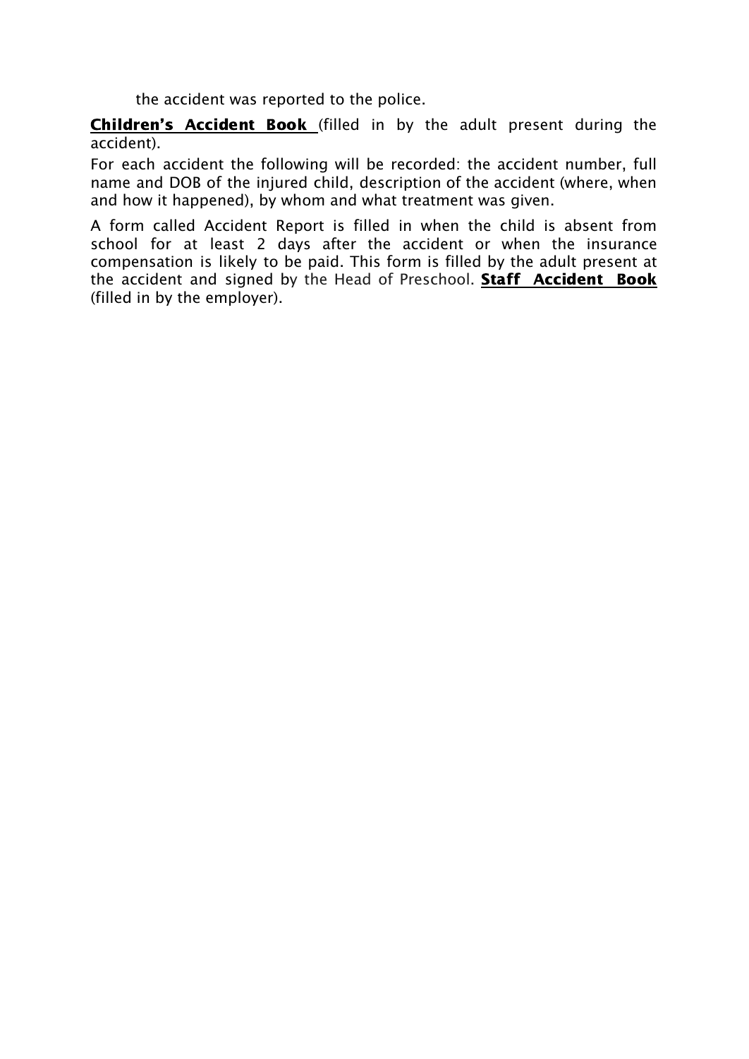the accident was reported to the police.

**Children's Accident Book** (filled in by the adult present during the accident).

For each accident the following will be recorded: the accident number, full name and DOB of the injured child, description of the accident (where, when and how it happened), by whom and what treatment was given.

A form called Accident Report is filled in when the child is absent from school for at least 2 days after the accident or when the insurance compensation is likely to be paid. This form is filled by the adult present at the accident and signed by the Head of Preschool. **Staff Accident Book** (filled in by the employer).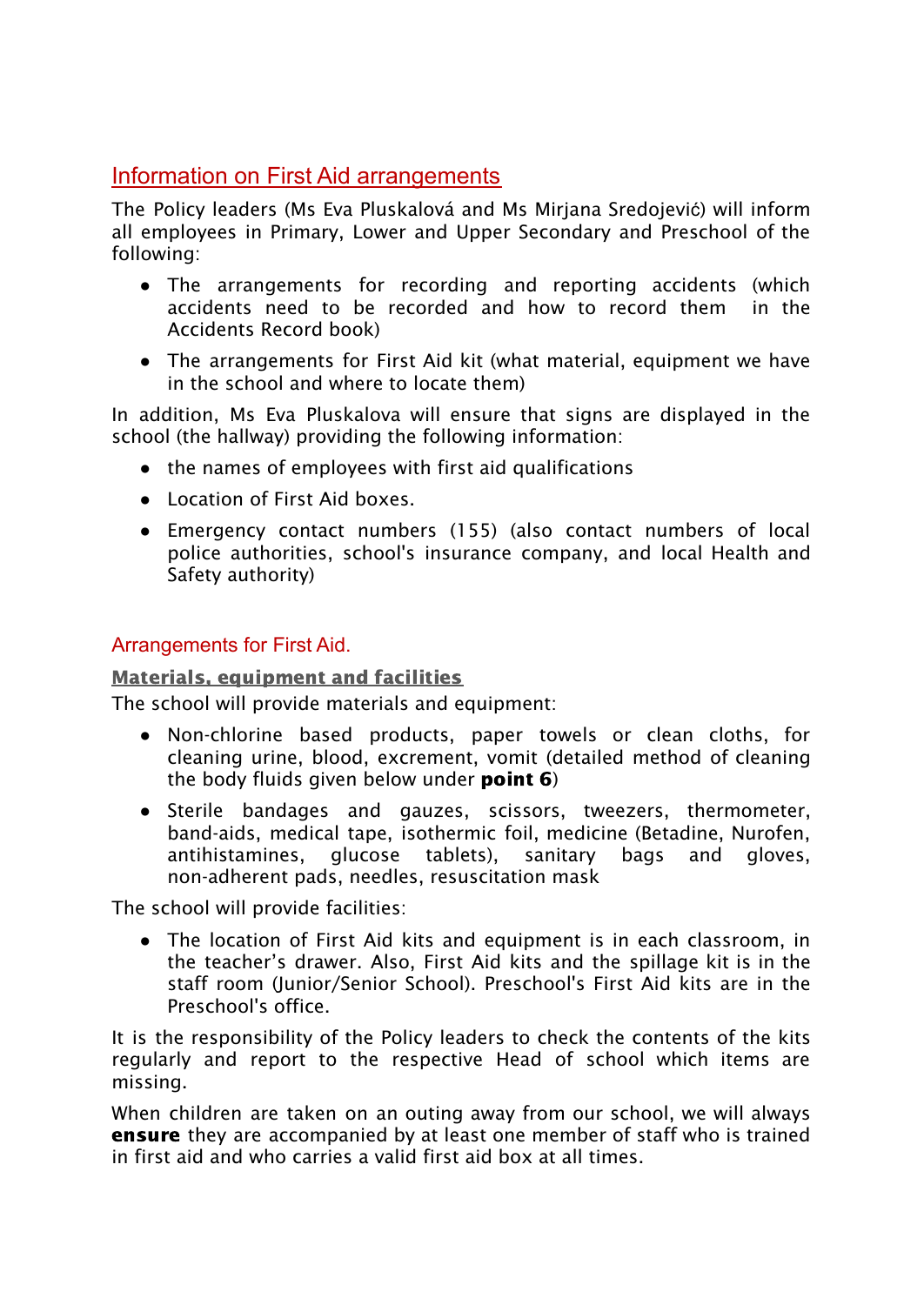## Information on First Aid arrangements

The Policy leaders (Ms Eva Pluskalová and Ms Mirjana Sredojević) will inform all employees in Primary, Lower and Upper Secondary and Preschool of the following:

- The arrangements for recording and reporting accidents (which accidents need to be recorded and how to record them in the Accidents Record book)
- The arrangements for First Aid kit (what material, equipment we have in the school and where to locate them)

In addition, Ms Eva Pluskalova will ensure that signs are displayed in the school (the hallway) providing the following information:

- the names of employees with first aid qualifications
- Location of First Aid boxes.
- Emergency contact numbers (155) (also contact numbers of local police authorities, school's insurance company, and local Health and Safety authority)

### Arrangements for First Aid.

**Materials, equipment and facilities**

The school will provide materials and equipment:

- Non-chlorine based products, paper towels or clean cloths, for cleaning urine, blood, excrement, vomit (detailed method of cleaning the body fluids given below under **point 6**)
- Sterile bandages and gauzes, scissors, tweezers, thermometer, band-aids, medical tape, isothermic foil, medicine (Betadine, Nurofen, antihistamines, glucose tablets), sanitary bags and gloves, non-adherent pads, needles, resuscitation mask

The school will provide facilities:

- The location of First Aid kits and equipment is in each classroom, in the teacher's drawer. Also, First Aid kits and the spillage kit is in the staff room (Junior/Senior School). Preschool's First Aid kits are in the Preschool's office.

It is the responsibility of the Policy leaders to check the contents of the kits regularly and report to the respective Head of school which items are missing.

When children are taken on an outing away from our school, we will always **ensure** they are accompanied by at least one member of staff who is trained in first aid and who carries a valid first aid box at all times.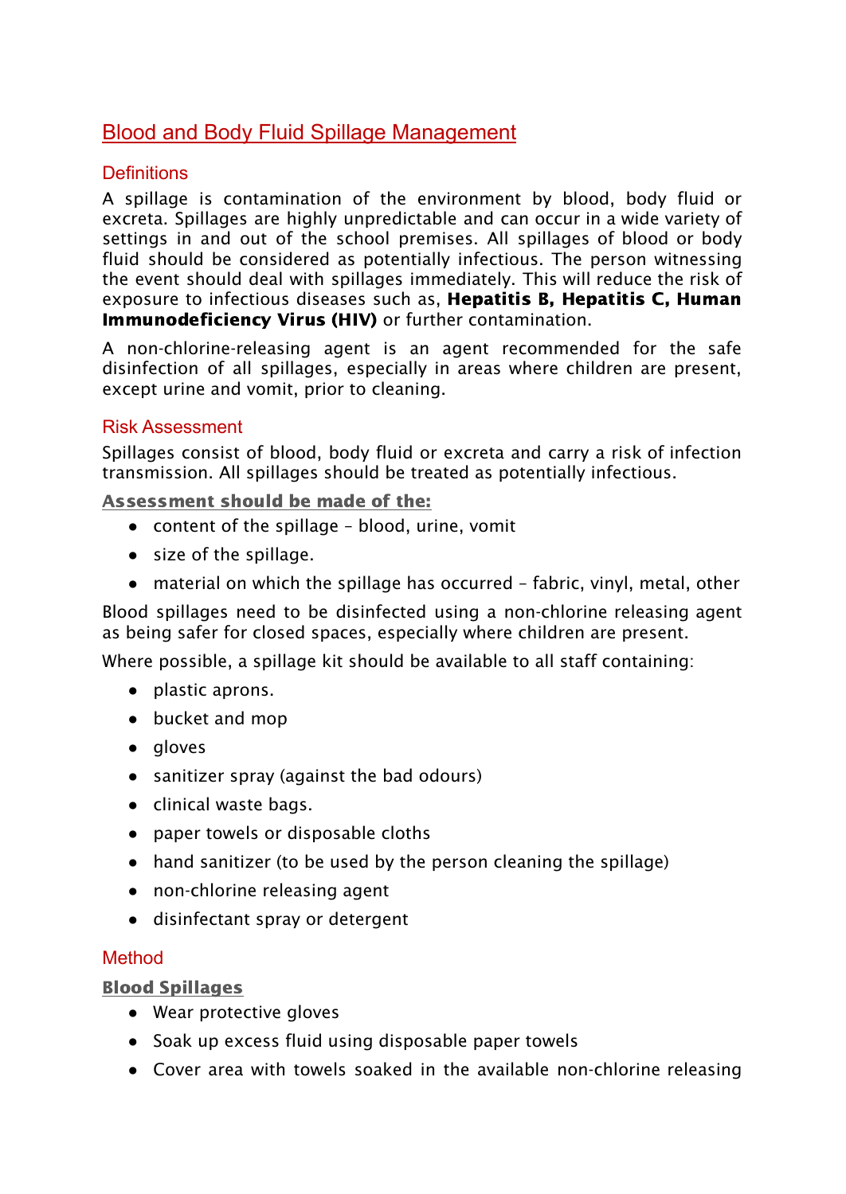## Blood and Body Fluid Spillage Management

### Definitions

A spillage is contamination of the environment by blood, body fluid or excreta. Spillages are highly unpredictable and can occur in a wide variety of settings in and out of the school premises. All spillages of blood or body fluid should be considered as potentially infectious. The person witnessing the event should deal with spillages immediately. This will reduce the risk of exposure to infectious diseases such as, **Hepatitis B, Hepatitis C, Human Immunodeficiency Virus (HIV)** or further contamination.

A non-chlorine-releasing agent is an agent recommended for the safe disinfection of all spillages, especially in areas where children are present, except urine and vomit, prior to cleaning.

### Risk Assessment

Spillages consist of blood, body fluid or excreta and carry a risk of infection transmission. All spillages should be treated as potentially infectious.

**Assessment should be made of the:**

- content of the spillage – blood, urine, vomit
- size of the spillage.
- material on which the spillage has occurred – fabric, vinyl, metal, other

Blood spillages need to be disinfected using a non-chlorine releasing agent as being safer for closed spaces, especially where children are present.

Where possible, a spillage kit should be available to all staff containing:

- plastic aprons.
- bucket and mop
- gloves
- sanitizer spray (against the bad odours)
- clinical waste bags.
- paper towels or disposable cloths
- hand sanitizer (to be used by the person cleaning the spillage)
- non-chlorine releasing agent
- disinfectant spray or detergent

### Method

**Blood Spillages**

- Wear protective gloves
- Soak up excess fluid using disposable paper towels
- Cover area with towels soaked in the available non-chlorine releasing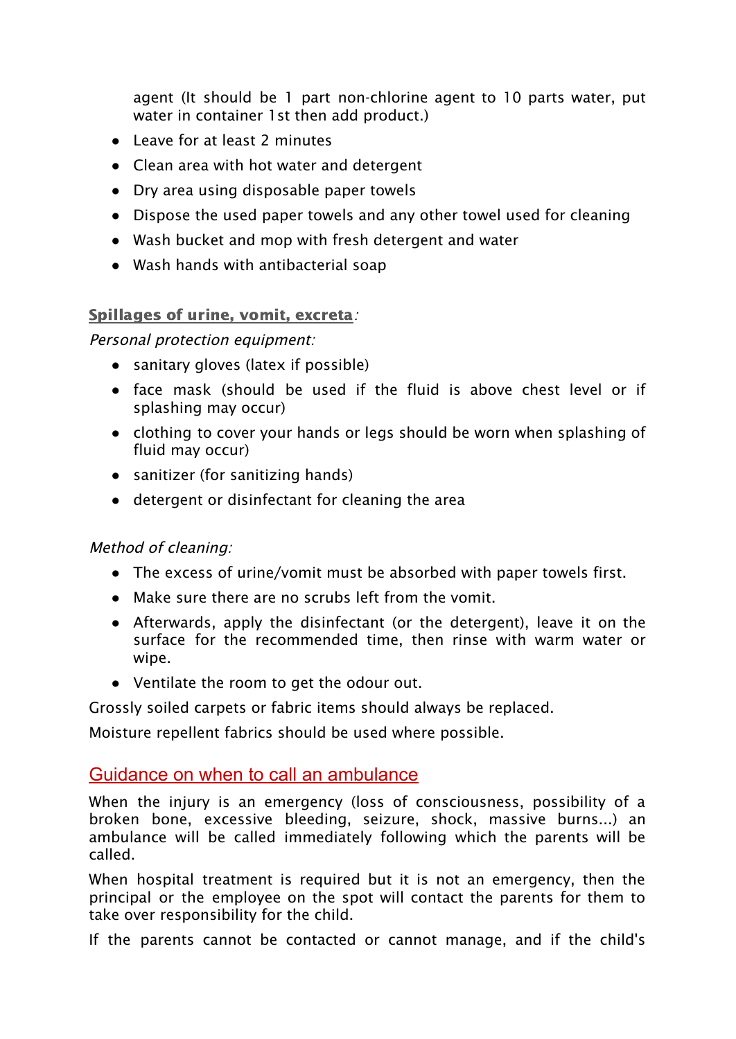agent (It should be 1 part non-chlorine agent to 10 parts water, put water in container 1st then add product.)

- Leave for at least 2 minutes
- Clean area with hot water and detergent
- Dry area using disposable paper towels
- Dispose the used paper towels and any other towel used for cleaning
- Wash bucket and mop with fresh detergent and water
- Wash hands with antibacterial soap

**Spillages of urine, vomit, excreta**:

*Personal protection equipment:*

- sanitary gloves (latex if possible)
- face mask (should be used if the fluid is above chest level or if splashing may occur)
- clothing to cover your hands or legs should be worn when splashing of fluid may occur)
- sanitizer (for sanitizing hands)
- detergent or disinfectant for cleaning the area

*Method of cleaning:*

- The excess of urine/vomit must be absorbed with paper towels first.
- Make sure there are no scrubs left from the vomit.
- Afterwards, apply the disinfectant (or the detergent), leave it on the surface for the recommended time, then rinse with warm water or wipe.
- Ventilate the room to get the odour out.

Grossly soiled carpets or fabric items should always be replaced.

Moisture repellent fabrics should be used where possible.

## Guidance on when to call an ambulance

When the injury is an emergency (loss of consciousness, possibility of a broken bone, excessive bleeding, seizure, shock, massive burns...) an ambulance will be called immediately following which the parents will be called.

When hospital treatment is required but it is not an emergency, then the principal or the employee on the spot will contact the parents for them to take over responsibility for the child.

If the parents cannot be contacted or cannot manage, and if the child's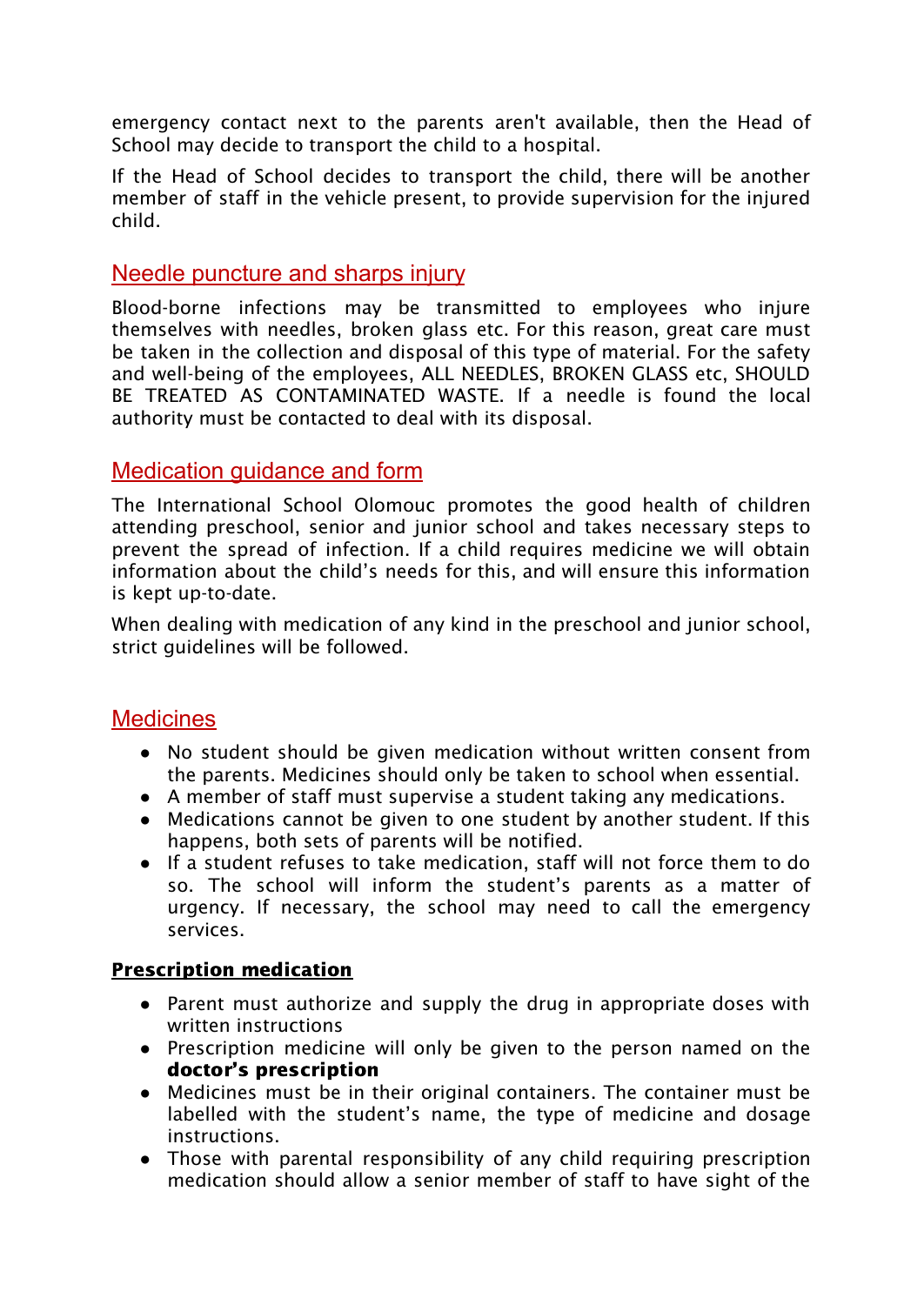emergency contact next to the parents aren't available, then the Head of School may decide to transport the child to a hospital.

If the Head of School decides to transport the child, there will be another member of staff in the vehicle present, to provide supervision for the injured child.

## Needle puncture and sharps injury

Blood-borne infections may be transmitted to employees who injure themselves with needles, broken glass etc. For this reason, great care must be taken in the collection and disposal of this type of material. For the safety and well-being of the employees, ALL NEEDLES, BROKEN GLASS etc, SHOULD BE TREATED AS CONTAMINATED WASTE. If a needle is found the local authority must be contacted to deal with its disposal.

## Medication guidance and form

The International School Olomouc promotes the good health of children attending preschool, senior and junior school and takes necessary steps to prevent the spread of infection. If a child requires medicine we will obtain information about the child's needs for this, and will ensure this information is kept up-to-date.

When dealing with medication of any kind in the preschool and junior school, strict guidelines will be followed.

## Medicines

- No student should be given medication without written consent from the parents. Medicines should only be taken to school when essential.
- A member of staff must supervise a student taking any medications.
- Medications cannot be given to one student by another student. If this happens, both sets of parents will be notified.
- If a student refuses to take medication, staff will not force them to do so. The school will inform the student's parents as a matter of urgency. If necessary, the school may need to call the emergency services.

### Prescription medication

- Parent must authorize and supply the drug in appropriate doses with written instructions
- Prescription medicine will only be given to the person named on the **doctor's prescription**
- Medicines must be in their original containers. The container must be labelled with the student's name, the type of medicine and dosage instructions.
- Those with parental responsibility of any child requiring prescription medication should allow a senior member of staff to have sight of the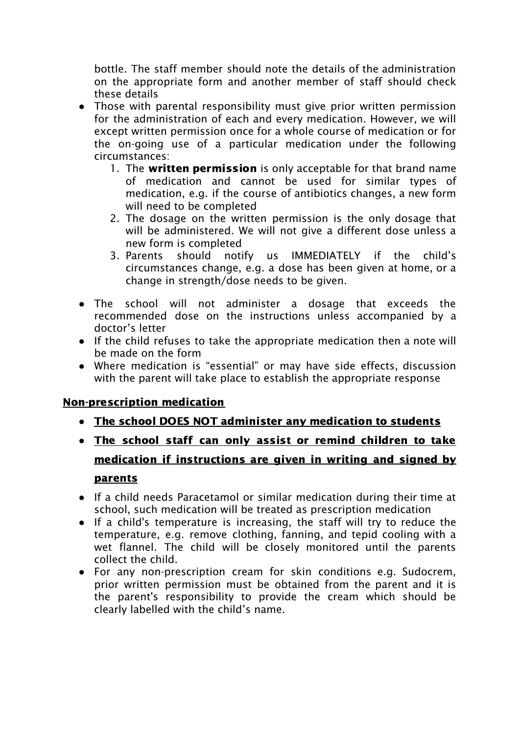bottle. The staff member should note the details of the administration on the appropriate form and another member of staff should check these details

- Those with parental responsibility must give prior written permission for the administration of each and every medication. However, we will except written permission once for a whole course of medication or for the on-going use of a particular medication under the following circumstances:
    1. The **written permission** is only acceptable for that brand name of medication and cannot be used for similar types of medication, e.g. if the course of antibiotics changes, a new form will need to be completed
    2. The dosage on the written permission is the only dosage that will be administered. We will not give a different dose unless a new form is completed
    3. Parents should notify us IMMEDIATELY if the child's circumstances change, e.g. a dose has been given at home, or a change in strength/dose needs to be given.
- The school will not administer a dosage that exceeds the recommended dose on the instructions unless accompanied by a doctor's letter
- If the child refuses to take the appropriate medication then a note will be made on the form
- Where medication is "essential" or may have side effects, discussion with the parent will take place to establish the appropriate response

**Non-prescription medication**

- **The school DOES NOT administer any medication to students**
- **The school staff can only assist or remind children to take medication if instructions are given in writing and signed by parents**
- If a child needs Paracetamol or similar medication during their time at school, such medication will be treated as prescription medication
- If a child's temperature is increasing, the staff will try to reduce the temperature, e.g. remove clothing, fanning, and tepid cooling with a wet flannel. The child will be closely monitored until the parents collect the child.
- For any non-prescription cream for skin conditions e.g. Sudocrem, prior written permission must be obtained from the parent and it is the parent's responsibility to provide the cream which should be clearly labelled with the child's name.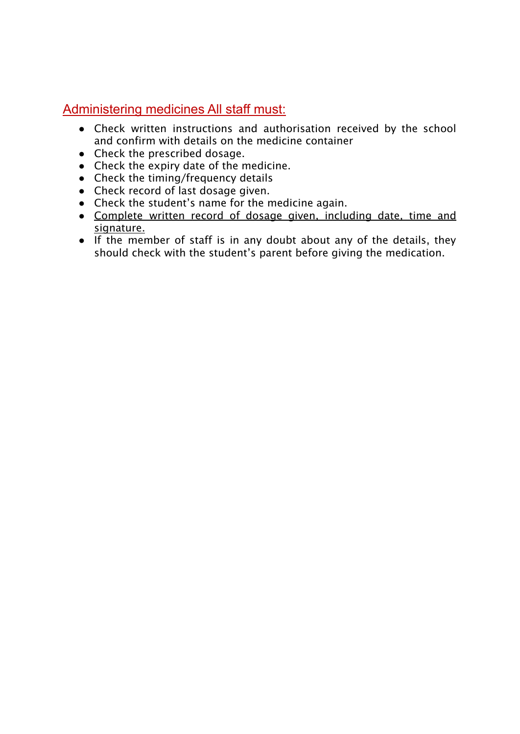## Administering medicines All staff must:

- Check written instructions and authorisation received by the school and confirm with details on the medicine container
- Check the prescribed dosage.
- Check the expiry date of the medicine.
- Check the timing/frequency details
- Check record of last dosage given.
- Check the student's name for the medicine again.
- <u>Complete written record of dosage given, including date, time and signature.</u>
- If the member of staff is in any doubt about any of the details, they should check with the student's parent before giving the medication.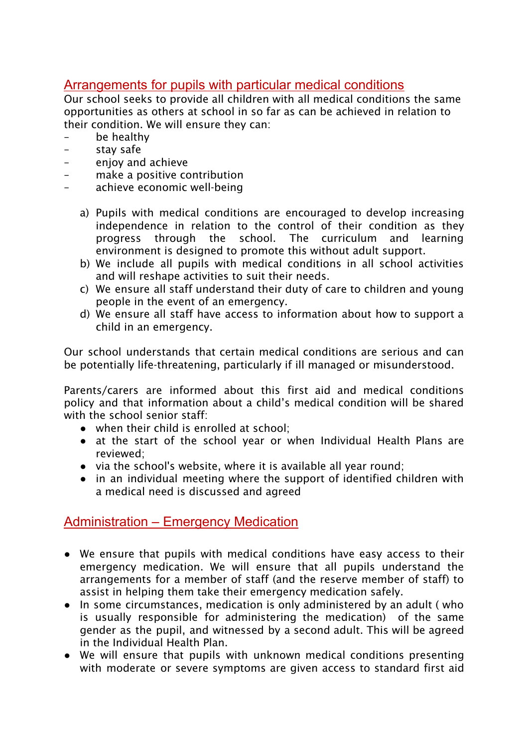## Arrangements for pupils with particular medical conditions

Our school seeks to provide all children with all medical conditions the same opportunities as others at school in so far as can be achieved in relation to their condition. We will ensure they can:

- be healthy
- stay safe
- enjoy and achieve
- make a positive contribution
- achieve economic well-being

a) Pupils with medical conditions are encouraged to develop increasing independence in relation to the control of their condition as they progress through the school. The curriculum and learning environment is designed to promote this without adult support.
b) We include all pupils with medical conditions in all school activities and will reshape activities to suit their needs.
c) We ensure all staff understand their duty of care to children and young people in the event of an emergency.
d) We ensure all staff have access to information about how to support a child in an emergency.

Our school understands that certain medical conditions are serious and can be potentially life-threatening, particularly if ill managed or misunderstood.

Parents/carers are informed about this first aid and medical conditions policy and that information about a child's medical condition will be shared with the school senior staff:

- when their child is enrolled at school;
- at the start of the school year or when Individual Health Plans are reviewed;
- via the school's website, where it is available all year round;
- in an individual meeting where the support of identified children with a medical need is discussed and agreed

## Administration – Emergency Medication

- We ensure that pupils with medical conditions have easy access to their emergency medication. We will ensure that all pupils understand the arrangements for a member of staff (and the reserve member of staff) to assist in helping them take their emergency medication safely.
- In some circumstances, medication is only administered by an adult ( who is usually responsible for administering the medication) of the same gender as the pupil, and witnessed by a second adult. This will be agreed in the Individual Health Plan.
- We will ensure that pupils with unknown medical conditions presenting with moderate or severe symptoms are given access to standard first aid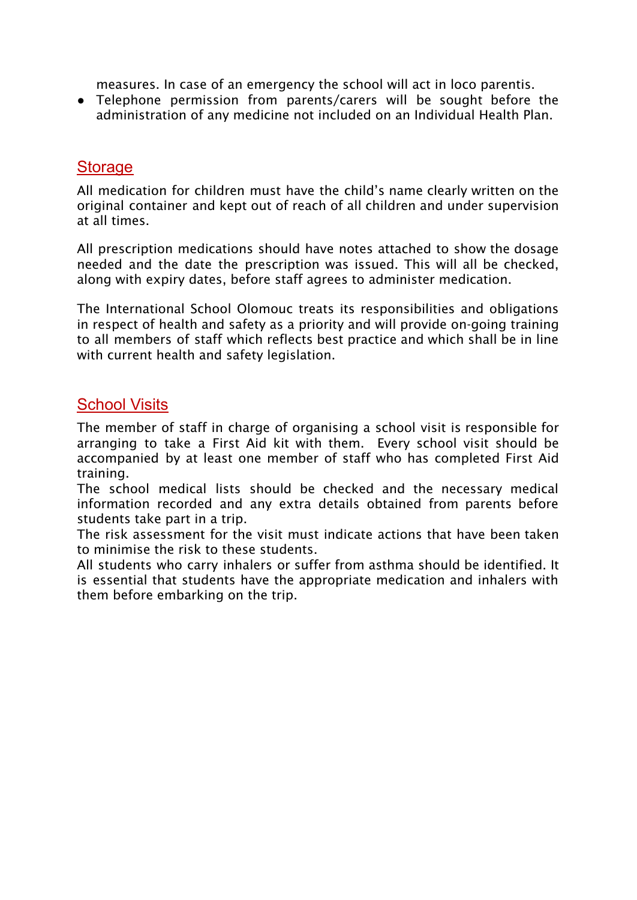measures. In case of an emergency the school will act in loco parentis.

- Telephone permission from parents/carers will be sought before the administration of any medicine not included on an Individual Health Plan.

## Storage

All medication for children must have the child's name clearly written on the original container and kept out of reach of all children and under supervision at all times.

All prescription medications should have notes attached to show the dosage needed and the date the prescription was issued. This will all be checked, along with expiry dates, before staff agrees to administer medication.

The International School Olomouc treats its responsibilities and obligations in respect of health and safety as a priority and will provide on-going training to all members of staff which reflects best practice and which shall be in line with current health and safety legislation.

## School Visits

The member of staff in charge of organising a school visit is responsible for arranging to take a First Aid kit with them. Every school visit should be accompanied by at least one member of staff who has completed First Aid training.

The school medical lists should be checked and the necessary medical information recorded and any extra details obtained from parents before students take part in a trip.

The risk assessment for the visit must indicate actions that have been taken to minimise the risk to these students.

All students who carry inhalers or suffer from asthma should be identified. It is essential that students have the appropriate medication and inhalers with them before embarking on the trip.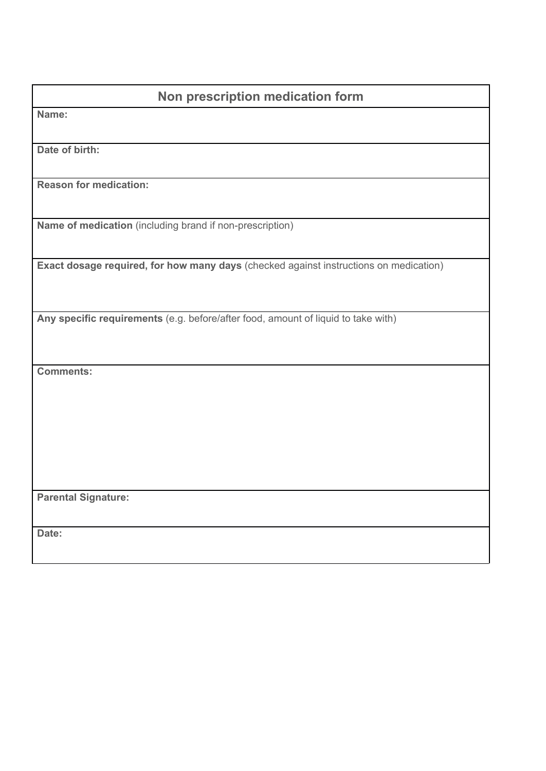## Non prescription medication form

**Name:**

**Date of birth:**

**Reason for medication:**

**Name of medication** (including brand if non-prescription)

**Exact dosage required, for how many days** (checked against instructions on medication)

**Any specific requirements** (e.g. before/after food, amount of liquid to take with)

**Comments:**

**Parental Signature:**

**Date:**